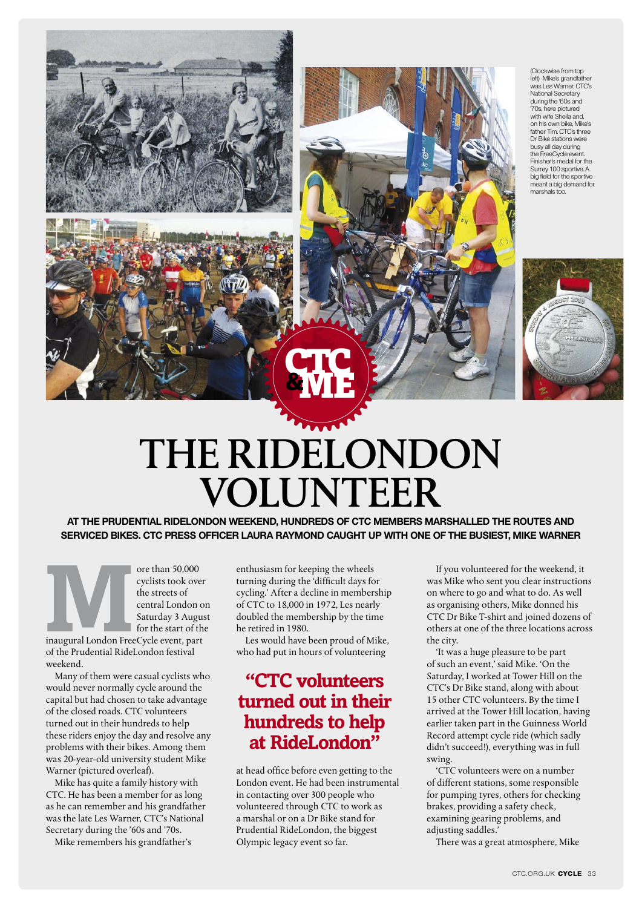(Clockwise from top left) Mike's grandfather was Les Warner, CTC's National Secretary during the '60s and '70s, here pictured with wife Sheila and, on his own bike, Mike's father Tim. CTC's three Dr Bike stations were busy all day during the FreeCycle event. Finisher's medal for the Surrey 100 sportive. A big field for the sportive meant a big demand for marshals too.

CTC & ME

# THE RIDELONDON VOLUNTEER

**AT THE PRUDENTIAL RIDELONDON WEEKEND, HUNDREDS OF CTC MEMBERS MARSHALLED THE ROUTES AND SERVICED BIKES. CTC PRESS OFFICER LAURA RAYMOND CAUGHT UP WITH ONE OF THE BUSIEST, MIKE WARNER**

More than 50,000 cyclists took over the streets of central London on Saturday 3 August for the start of the inaugural London FreeCycle event, part of the Prudential RideLondon festival weekend.

Many of them were casual cyclists who would never normally cycle around the capital but had chosen to take advantage of the closed roads. CTC volunteers turned out in their hundreds to help these riders enjoy the day and resolve any problems with their bikes. Among them was 20-year-old university student Mike Warner (pictured overleaf).

Mike has quite a family history with CTC. He has been a member for as long as he can remember and his grandfather was the late Les Warner, CTC's National Secretary during the '60s and '70s.

Mike remembers his grandfather's enthusiasm for keeping the wheels turning during the 'difficult days for cycling.' After a decline in membership of CTC to 18,000 in 1972, Les nearly doubled the membership by the time he retired in 1980.

Les would have been proud of Mike, who had put in hours of volunteering at head office before even getting to the London event. He had been instrumental in contacting over 300 people who volunteered through CTC to work as a marshal or on a Dr Bike stand for Prudential RideLondon, the biggest Olympic legacy event so far.

> **"CTC volunteers turned out in their hundreds to help at RideLondon"**

If you volunteered for the weekend, it was Mike who sent you clear instructions on where to go and what to do. As well as organising others, Mike donned his CTC Dr Bike T-shirt and joined dozens of others at one of the three locations across the city.

'It was a huge pleasure to be part of such an event,' said Mike. 'On the Saturday, I worked at Tower Hill on the CTC's Dr Bike stand, along with about 15 other CTC volunteers. By the time I arrived at the Tower Hill location, having earlier taken part in the Guinness World Record attempt cycle ride (which sadly didn't succeed!), everything was in full swing.

'CTC volunteers were on a number of different stations, some responsible for pumping tyres, others for checking brakes, providing a safety check, examining gearing problems, and adjusting saddles.'

There was a great atmosphere, Mike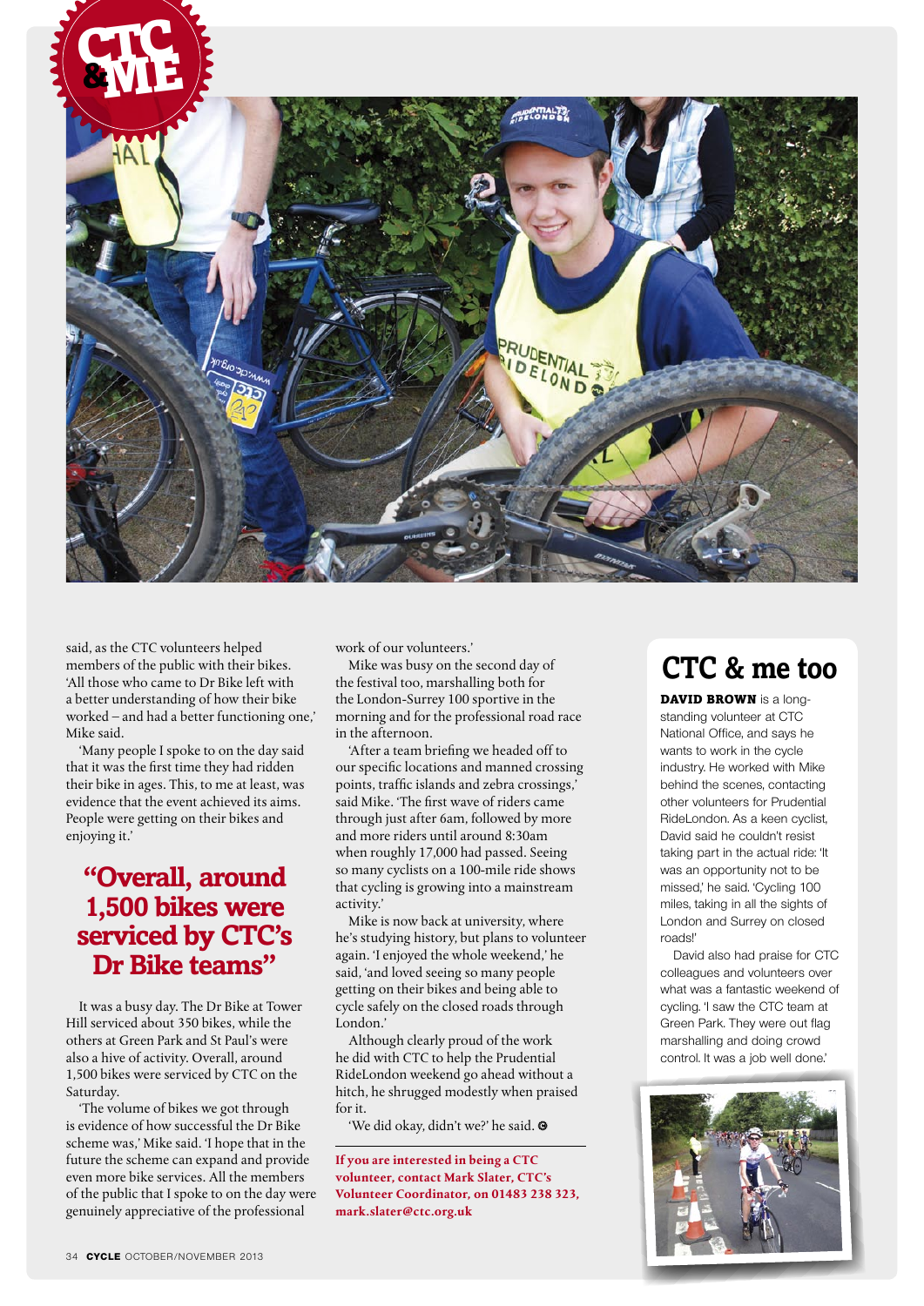said, as the CTC volunteers helped members of the public with their bikes. 'All those who came to Dr Bike left with a better understanding of how their bike worked – and had a better functioning one,' Mike said.

'Many people I spoke to on the day said that it was the first time they had ridden their bike in ages. This, to me at least, was evidence that the event achieved its aims. People were getting on their bikes and enjoying it.'

**"Overall, around 1,500 bikes were serviced by CTC's Dr Bike teams"**

It was a busy day. The Dr Bike at Tower Hill serviced about 350 bikes, while the others at Green Park and St Paul's were also a hive of activity. Overall, around 1,500 bikes were serviced by CTC on the Saturday.

'The volume of bikes we got through is evidence of how successful the Dr Bike scheme was,' Mike said. 'I hope that in the future the scheme can expand and provide even more bike services. All the members of the public that I spoke to on the day were genuinely appreciative of the professional work of our volunteers.'

Mike was busy on the second day of the festival too, marshalling both for the London-Surrey 100 sportive in the morning and for the professional road race in the afternoon.

'After a team briefing we headed off to our specific locations and manned crossing points, traffic islands and zebra crossings,' said Mike. 'The first wave of riders came through just after 6am, followed by more and more riders until around 8:30am when roughly 17,000 had passed. Seeing so many cyclists on a 100-mile ride shows that cycling is growing into a mainstream activity.'

Mike is now back at university, where he's studying history, but plans to volunteer again. 'I enjoyed the whole weekend,' he said, 'and loved seeing so many people getting on their bikes and being able to cycle safely on the closed roads through London.'

Although clearly proud of the work he did with CTC to help the Prudential RideLondon weekend go ahead without a hitch, he shrugged modestly when praised for it.

'We did okay, didn't we?' he said.

**If you are interested in being a CTC volunteer, contact Mark Slater, CTC's Volunteer Coordinator, on 01483 238 323, mark.slater@ctc.org.uk**

## CTC & me too

**DAVID BROWN** is a long-standing volunteer at CTC National Office, and says he wants to work in the cycle industry. He worked with Mike behind the scenes, contacting other volunteers for Prudential RideLondon. As a keen cyclist, David said he couldn't resist taking part in the actual ride: 'It was an opportunity not to be missed,' he said. 'Cycling 100 miles, taking in all the sights of London and Surrey on closed roads!'

David also had praise for CTC colleagues and volunteers over what was a fantastic weekend of cycling. 'I saw the CTC team at Green Park. They were out flag marshalling and doing crowd control. It was a job well done.'